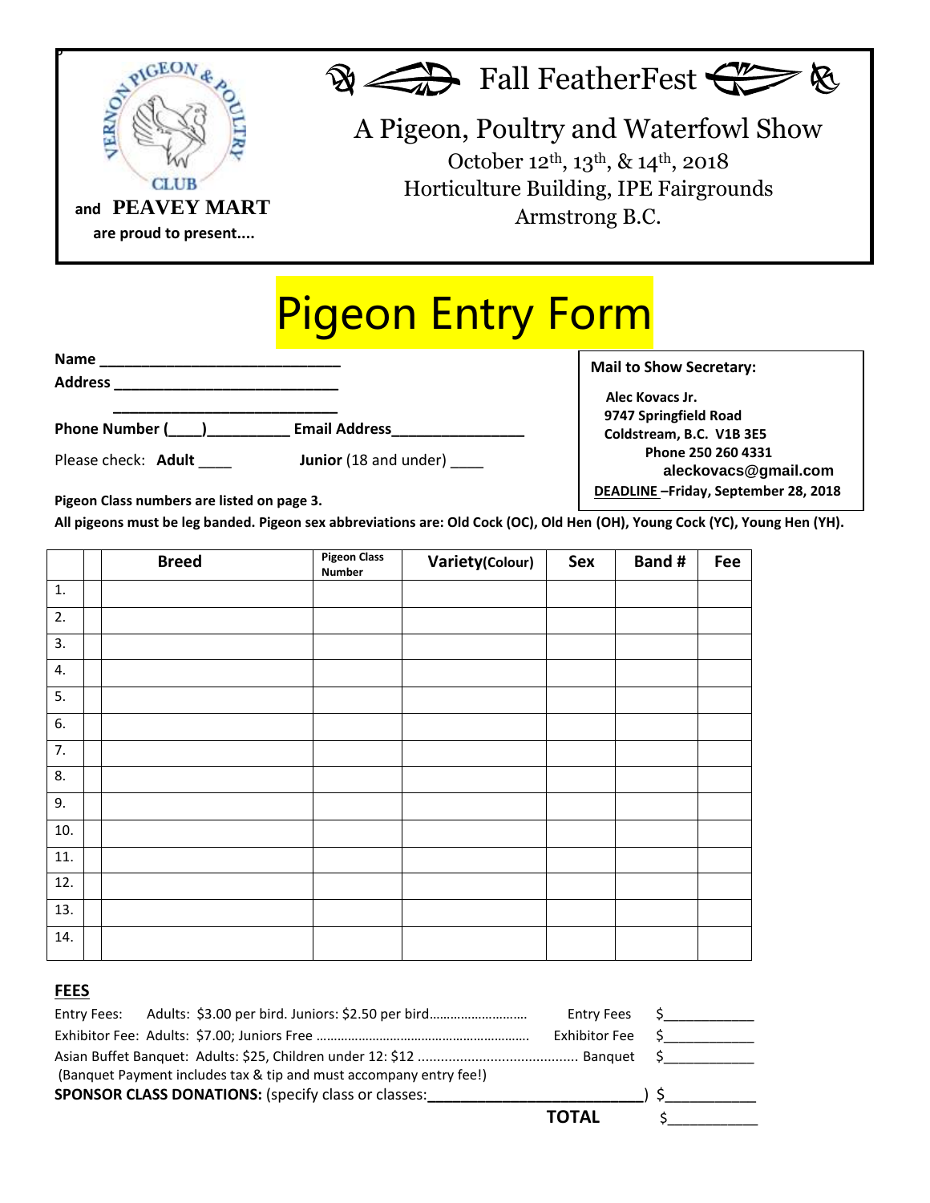VERNON PIGEON & POULTRY CLUB

and **PEAVEY MART**

**are proud to present....**

# Fall FeatherFest

## A Pigeon, Poultry and Waterfowl Show

October 12th, 13th, & 14th, 2018

Horticulture Building, IPE Fairgrounds

Armstrong B.C.

# Pigeon Entry Form

**Name** ___________________________

**Address** __________________________

___________________________

**Phone Number (____)_________ Email Address________________**

Please check: **Adult** ____ **Junior** (18 and under) ____

**Mail to Show Secretary:**

**Alec Kovacs Jr.**
**9747 Springfield Road**
**Coldstream, B.C. V1B 3E5**
**Phone 250 260 4331**
**aleckovacs@gmail.com**
**DEADLINE –Friday, September 28, 2018**

**Pigeon Class numbers are listed on page 3.**

**All pigeons must be leg banded. Pigeon sex abbreviations are: Old Cock (OC), Old Hen (OH), Young Cock (YC), Young Hen (YH).**

| | | Breed | Pigeon Class Number | Variety(Colour) | Sex | Band # | Fee |
|---|---|---|---|---|---|---|---|
| 1. | | | | | | | |
| 2. | | | | | | | |
| 3. | | | | | | | |
| 4. | | | | | | | |
| 5. | | | | | | | |
| 6. | | | | | | | |
| 7. | | | | | | | |
| 8. | | | | | | | |
| 9. | | | | | | | |
| 10. | | | | | | | |
| 11. | | | | | | | |
| 12. | | | | | | | |
| 13. | | | | | | | |
| 14. | | | | | | | |

## FEES

Entry Fees: Adults: $3.00 per bird. Juniors: $2.50 per bird........................... Entry Fees $___________

Exhibitor Fee: Adults: $7.00; Juniors Free ........................................................ Exhibitor Fee $___________

Asian Buffet Banquet: Adults: $25, Children under 12: $12 ......................................... Banquet $___________

(Banquet Payment includes tax & tip and must accompany entry fee!)

**SPONSOR CLASS DONATIONS:** (specify class or classes:__________________________) $___________

**TOTAL** $___________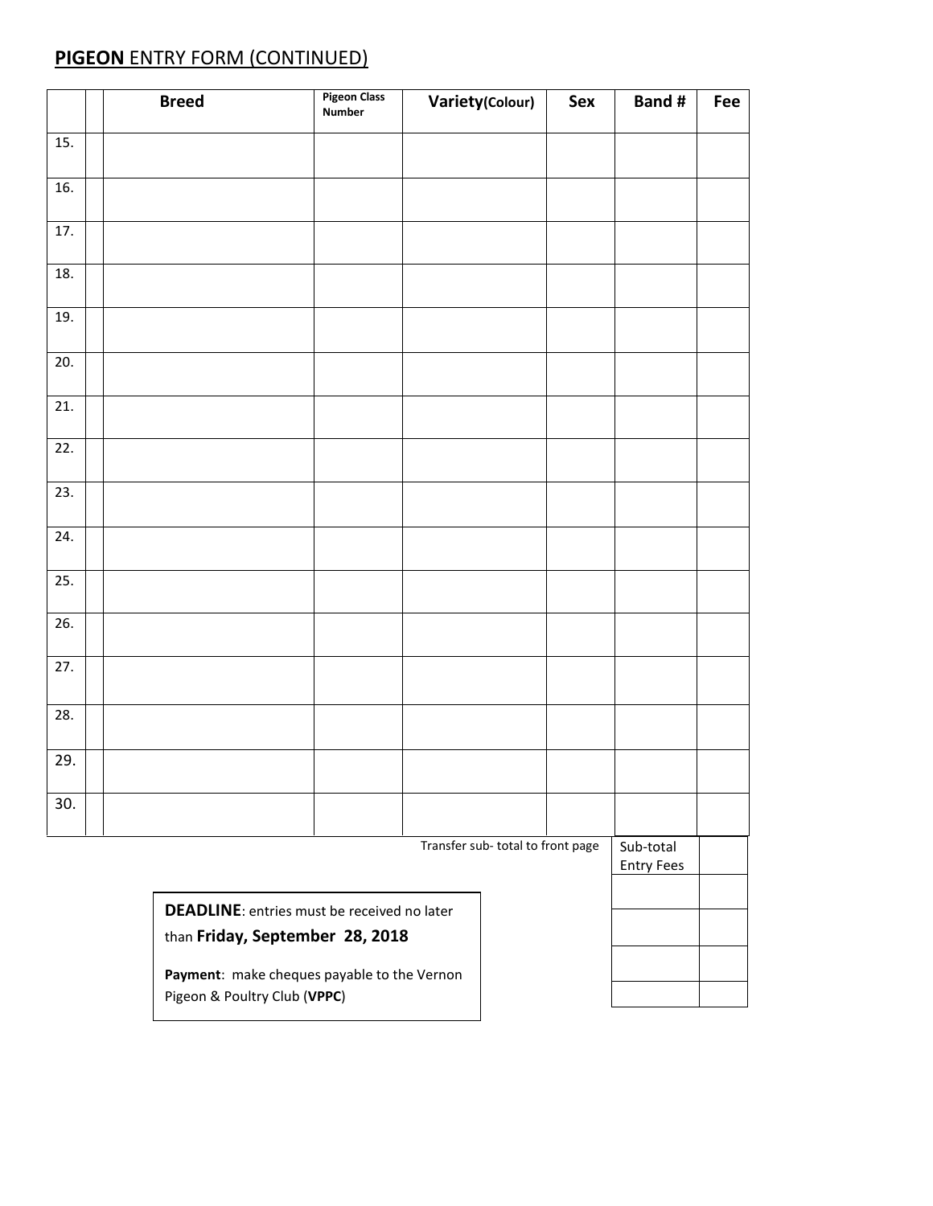## **PIGEON** ENTRY FORM (CONTINUED)

| | | Breed | Pigeon Class Number | Variety(Colour) | Sex | Band # | Fee |
|---|---|---|---|---|---|---|---|
| 15. | | | | | | | |
| 16. | | | | | | | |
| 17. | | | | | | | |
| 18. | | | | | | | |
| 19. | | | | | | | |
| 20. | | | | | | | |
| 21. | | | | | | | |
| 22. | | | | | | | |
| 23. | | | | | | | |
| 24. | | | | | | | |
| 25. | | | | | | | |
| 26. | | | | | | | |
| 27. | | | | | | | |
| 28. | | | | | | | |
| 29. | | | | | | | |
| 30. | | | | | | | |

Transfer sub- total to front page

| Sub-total Entry Fees | |
|---|---|
| | |
| | |
| | |
| | |

**DEADLINE**: entries must be received no later than **Friday, September 28, 2018**

**Payment**: make cheques payable to the Vernon Pigeon & Poultry Club (**VPPC**)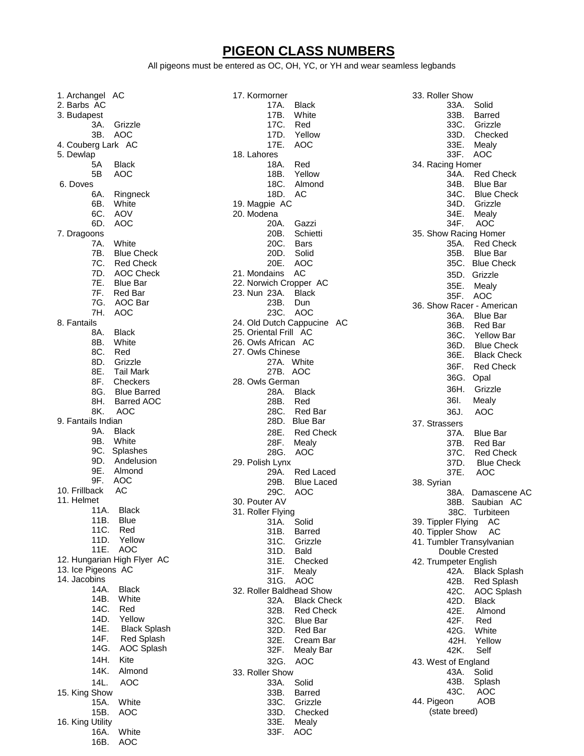# PIGEON CLASS NUMBERS

All pigeons must be entered as OC, OH, YC, or YH and wear seamless legbands

1. Archangel AC
2. Barbs AC
3. Budapest
   - 3A. Grizzle
   - 3B. AOC
4. Couberg Lark AC
5. Dewlap
   - 5A Black
   - 5B AOC
6. Doves
   - 6A. Ringneck
   - 6B. White
   - 6C. AOV
   - 6D. AOC
7. Dragoons
   - 7A. White
   - 7B. Blue Check
   - 7C. Red Check
   - 7D. AOC Check
   - 7E. Blue Bar
   - 7F. Red Bar
   - 7G. AOC Bar
   - 7H. AOC
8. Fantails
   - 8A. Black
   - 8B. White
   - 8C. Red
   - 8D. Grizzle
   - 8E. Tail Mark
   - 8F. Checkers
   - 8G. Blue Barred
   - 8H. Barred AOC
   - 8K. AOC
9. Fantails Indian
   - 9A. Black
   - 9B. White
   - 9C. Splashes
   - 9D. Andelusion
   - 9E. Almond
   - 9F. AOC
10. Frillback AC
11. Helmet
    - 11A. Black
    - 11B. Blue
    - 11C. Red
    - 11D. Yellow
    - 11E. AOC
12. Hungarian High Flyer AC
13. Ice Pigeons AC
14. Jacobins
    - 14A. Black
    - 14B. White
    - 14C. Red
    - 14D. Yellow
    - 14E. Black Splash
    - 14F. Red Splash
    - 14G. AOC Splash
    - 14H. Kite
    - 14K. Almond
    - 14L. AOC
15. King Show
    - 15A. White
    - 15B. AOC
16. King Utility
    - 16A. White
    - 16B. AOC
17. Kormorner
    - 17A. Black
    - 17B. White
    - 17C. Red
    - 17D. Yellow
    - 17E. AOC
18. Lahores
    - 18A. Red
    - 18B. Yellow
    - 18C. Almond
    - 18D. AC
19. Magpie AC
20. Modena
    - 20A. Gazzi
    - 20B. Schietti
    - 20C. Bars
    - 20D. Solid
    - 20E. AOC
21. Mondains AC
22. Norwich Cropper AC
23. Nun
    - 23A. Black
    - 23B. Dun
    - 23C. AOC
24. Old Dutch Cappucine AC
25. Oriental Frill AC
26. Owls African AC
27. Owls Chinese
    - 27A. White
    - 27B. AOC
28. Owls German
    - 28A. Black
    - 28B. Red
    - 28C. Red Bar
    - 28D. Blue Bar
    - 28E. Red Check
    - 28F. Mealy
    - 28G. AOC
29. Polish Lynx
    - 29A. Red Laced
    - 29B. Blue Laced
    - 29C. AOC
30. Pouter AV
31. Roller Flying
    - 31A. Solid
    - 31B. Barred
    - 31C. Grizzle
    - 31D. Bald
    - 31E. Checked
    - 31F. Mealy
    - 31G. AOC
32. Roller Baldhead Show
    - 32A. Black Check
    - 32B. Red Check
    - 32C. Blue Bar
    - 32D. Red Bar
    - 32E. Cream Bar
    - 32F. Mealy Bar
    - 32G. AOC
33. Roller Show
    - 33A. Solid
    - 33B. Barred
    - 33C. Grizzle
    - 33D. Checked
    - 33E. Mealy
    - 33F. AOC
33. Roller Show
    - 33A. Solid
    - 33B. Barred
    - 33C. Grizzle
    - 33D. Checked
    - 33E. Mealy
    - 33F. AOC
34. Racing Homer
    - 34A. Red Check
    - 34B. Blue Bar
    - 34C. Blue Check
    - 34D. Grizzle
    - 34E. Mealy
    - 34F. AOC
35. Show Racing Homer
    - 35A. Red Check
    - 35B. Blue Bar
    - 35C. Blue Check
    - 35D. Grizzle
    - 35E. Mealy
    - 35F. AOC
36. Show Racer - American
    - 36A. Blue Bar
    - 36B. Red Bar
    - 36C. Yellow Bar
    - 36D. Blue Check
    - 36E. Black Check
    - 36F. Red Check
    - 36G. Opal
    - 36H. Grizzle
    - 36I. Mealy
    - 36J. AOC
37. Strassers
    - 37A. Blue Bar
    - 37B. Red Bar
    - 37C. Red Check
    - 37D. Blue Check
    - 37E. AOC
38. Syrian
    - 38A. Damascene AC
    - 38B. Saubian AC
    - 38C. Turbiteen
39. Tippler Flying AC
40. Tippler Show AC
41. Tumbler Transylvanian Double Crested
42. Trumpeter English
    - 42A. Black Splash
    - 42B. Red Splash
    - 42C. AOC Splash
    - 42D. Black
    - 42E. Almond
    - 42F. Red
    - 42G. White
    - 42H. Yellow
    - 42K. Self
43. West of England
    - 43A. Solid
    - 43B. Splash
    - 43C. AOC
44. Pigeon AOB (state breed)